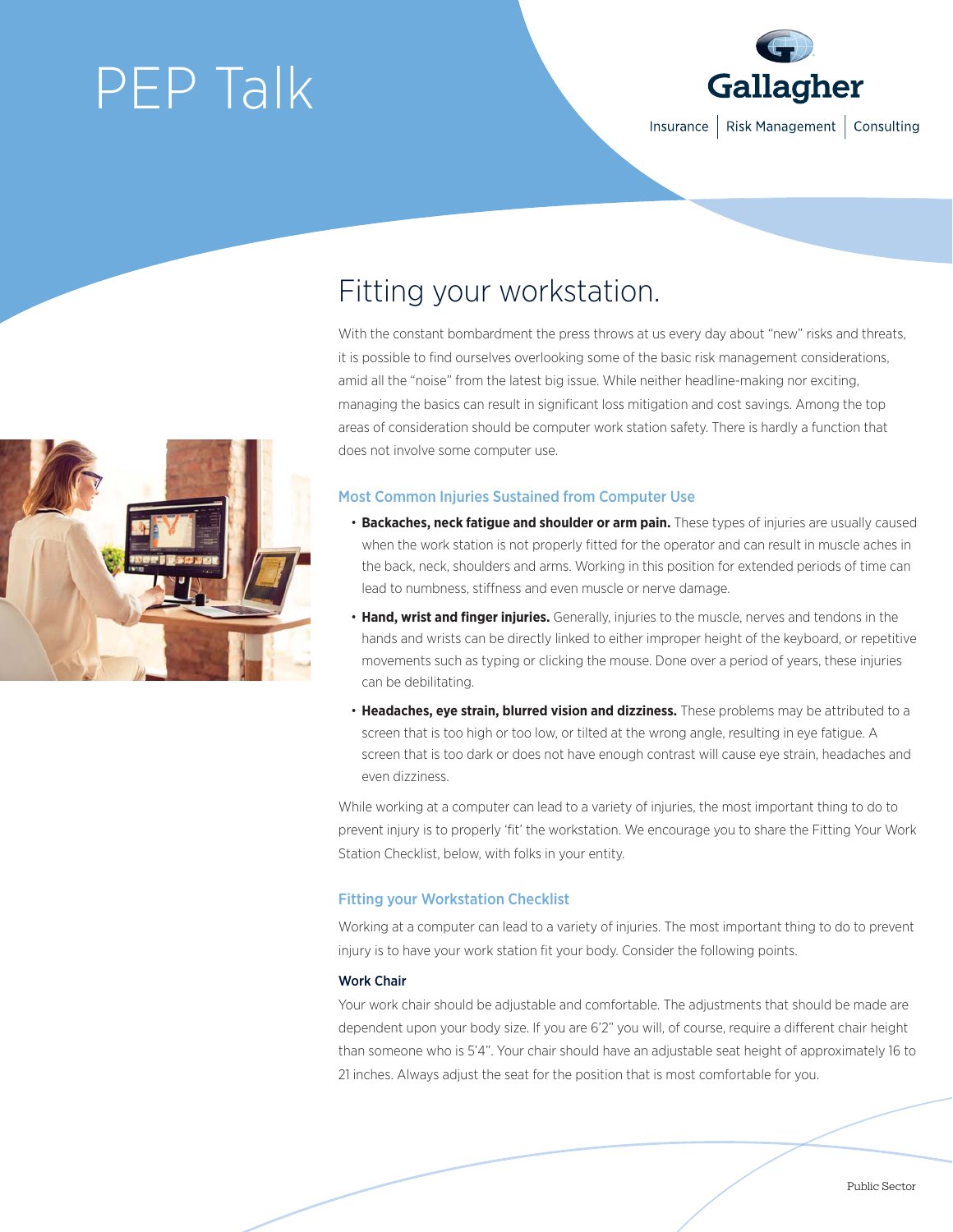# PEP Talk

Gallagher

Insurance | Risk Management | Consulting

## Fitting your workstation.

With the constant bombardment the press throws at us every day about "new" risks and threats, it is possible to find ourselves overlooking some of the basic risk management considerations, amid all the "noise" from the latest big issue. While neither headline-making nor exciting, managing the basics can result in significant loss mitigation and cost savings. Among the top areas of consideration should be computer work station safety. There is hardly a function that does not involve some computer use.

### Most Common Injuries Sustained from Computer Use

- **Backaches, neck fatigue and shoulder or arm pain.** These types of injuries are usually caused when the work station is not properly fitted for the operator and can result in muscle aches in the back, neck, shoulders and arms. Working in this position for extended periods of time can lead to numbness, stiffness and even muscle or nerve damage.
- **Hand, wrist and finger injuries.** Generally, injuries to the muscle, nerves and tendons in the hands and wrists can be directly linked to either improper height of the keyboard, or repetitive movements such as typing or clicking the mouse. Done over a period of years, these injuries can be debilitating.
- **Headaches, eye strain, blurred vision and dizziness.** These problems may be attributed to a screen that is too high or too low, or tilted at the wrong angle, resulting in eye fatigue. A screen that is too dark or does not have enough contrast will cause eye strain, headaches and even dizziness.

While working at a computer can lead to a variety of injuries, the most important thing to do to prevent injury is to properly 'fit' the workstation. We encourage you to share the Fitting Your Work Station Checklist, below, with folks in your entity.

### Fitting your Workstation Checklist

Working at a computer can lead to a variety of injuries. The most important thing to do to prevent injury is to have your work station fit your body. Consider the following points.

#### Work Chair

Your work chair should be adjustable and comfortable. The adjustments that should be made are dependent upon your body size. If you are 6'2" you will, of course, require a different chair height than someone who is 5'4". Your chair should have an adjustable seat height of approximately 16 to 21 inches. Always adjust the seat for the position that is most comfortable for you.

Public Sector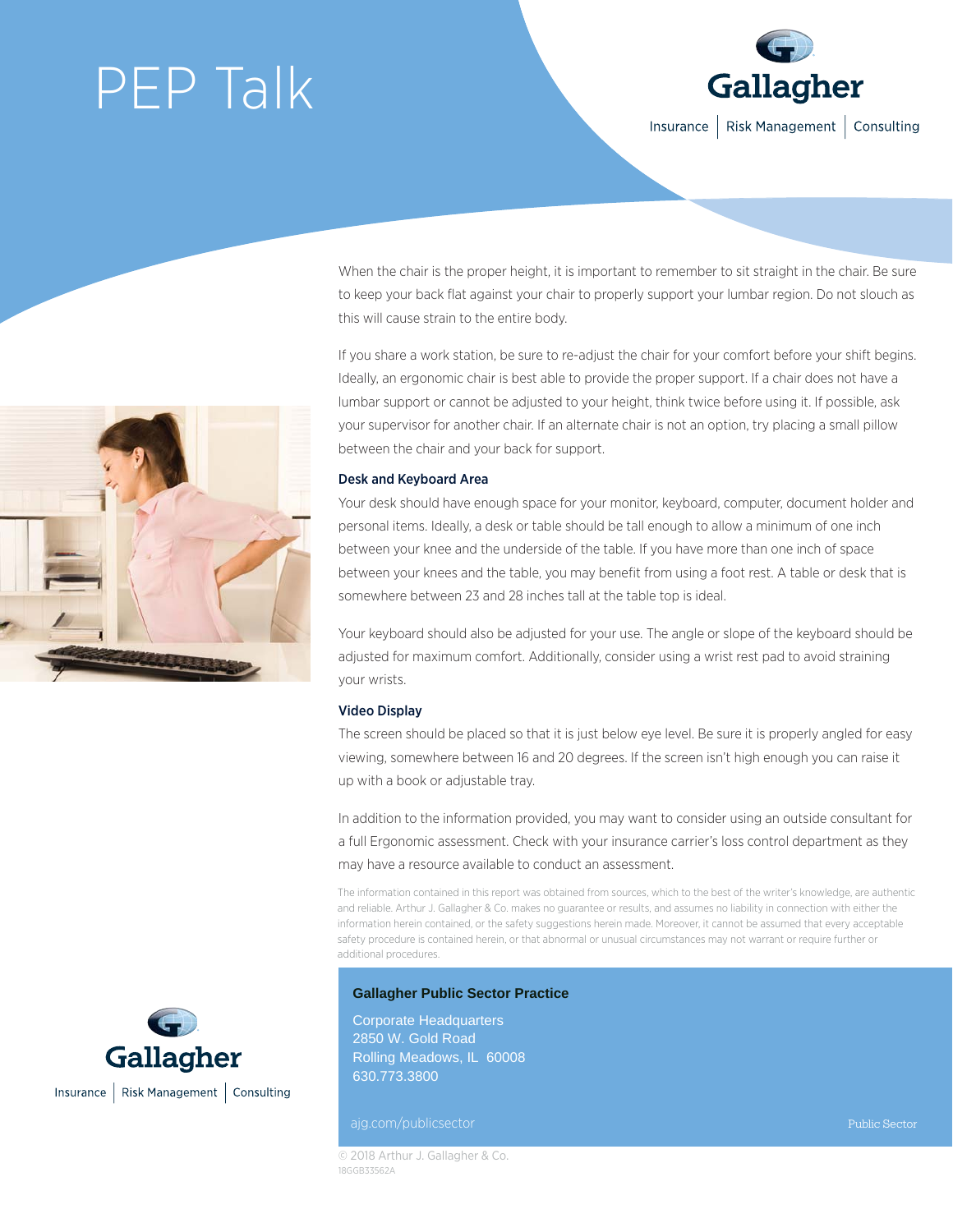# PEP Talk

When the chair is the proper height, it is important to remember to sit straight in the chair. Be sure to keep your back flat against your chair to properly support your lumbar region. Do not slouch as this will cause strain to the entire body.

If you share a work station, be sure to re-adjust the chair for your comfort before your shift begins. Ideally, an ergonomic chair is best able to provide the proper support. If a chair does not have a lumbar support or cannot be adjusted to your height, think twice before using it. If possible, ask your supervisor for another chair. If an alternate chair is not an option, try placing a small pillow between the chair and your back for support.

### Desk and Keyboard Area

Your desk should have enough space for your monitor, keyboard, computer, document holder and personal items. Ideally, a desk or table should be tall enough to allow a minimum of one inch between your knee and the underside of the table. If you have more than one inch of space between your knees and the table, you may benefit from using a foot rest. A table or desk that is somewhere between 23 and 28 inches tall at the table top is ideal.

Your keyboard should also be adjusted for your use. The angle or slope of the keyboard should be adjusted for maximum comfort. Additionally, consider using a wrist rest pad to avoid straining your wrists.

### Video Display

The screen should be placed so that it is just below eye level. Be sure it is properly angled for easy viewing, somewhere between 16 and 20 degrees. If the screen isn't high enough you can raise it up with a book or adjustable tray.

In addition to the information provided, you may want to consider using an outside consultant for a full Ergonomic assessment. Check with your insurance carrier's loss control department as they may have a resource available to conduct an assessment.

The information contained in this report was obtained from sources, which to the best of the writer's knowledge, are authentic and reliable. Arthur J. Gallagher & Co. makes no guarantee or results, and assumes no liability in connection with either the information herein contained, or the safety suggestions herein made. Moreover, it cannot be assumed that every acceptable safety procedure is contained herein, or that abnormal or unusual circumstances may not warrant or require further or additional procedures.

**Gallagher Public Sector Practice**

Corporate Headquarters
2850 W. Gold Road
Rolling Meadows, IL 60008
630.773.3800

ajg.com/publicsector

Public Sector

© 2018 Arthur J. Gallagher & Co.
18GGB33562A